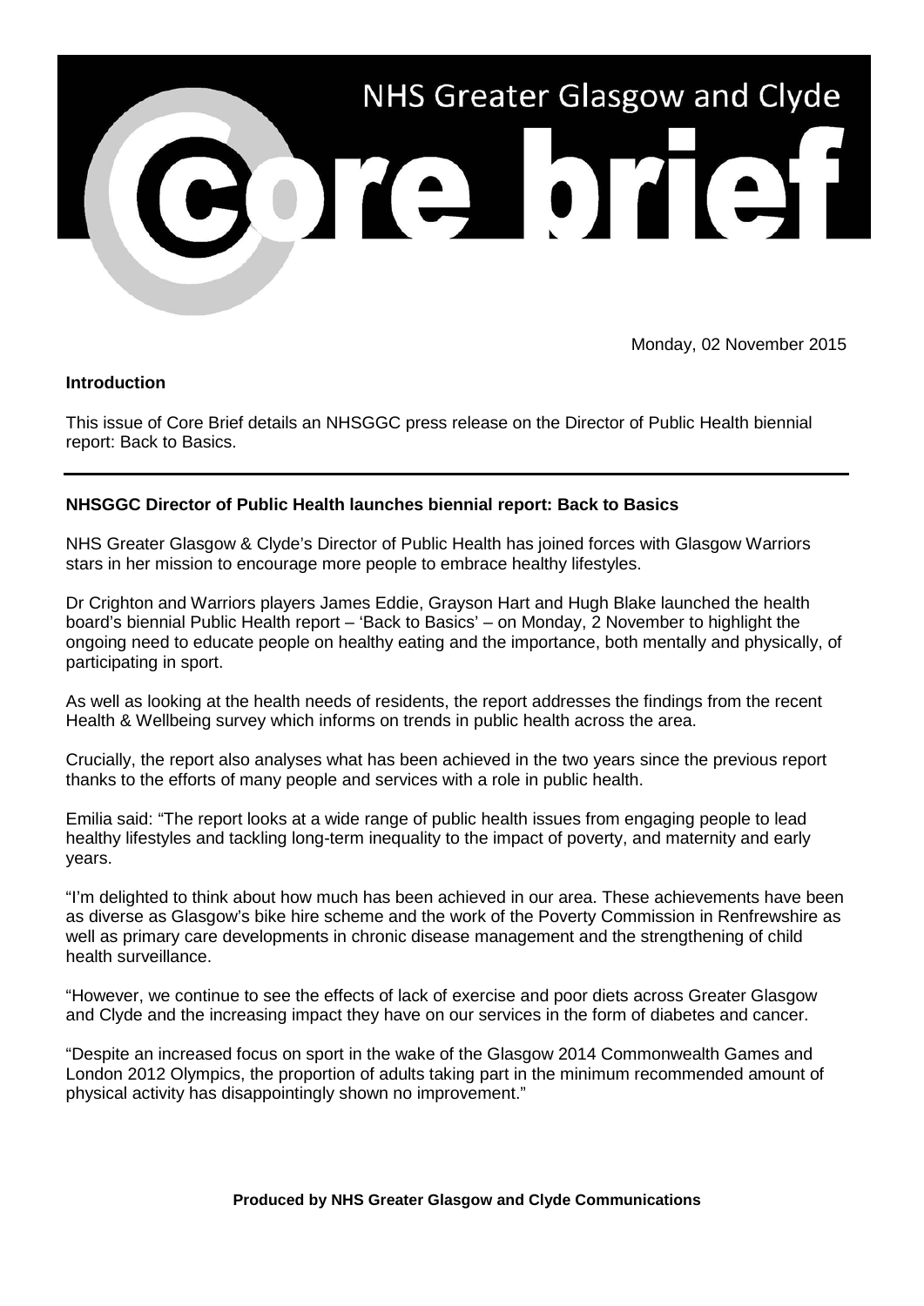# NHS Greater Glasgow and Clyde

# Core brief

Monday, 02 November 2015

**Introduction**

This issue of Core Brief details an NHSGGC press release on the Director of Public Health biennial report: Back to Basics.

---

**NHSGGC Director of Public Health launches biennial report: Back to Basics**

NHS Greater Glasgow & Clyde's Director of Public Health has joined forces with Glasgow Warriors stars in her mission to encourage more people to embrace healthy lifestyles.

Dr Crighton and Warriors players James Eddie, Grayson Hart and Hugh Blake launched the health board's biennial Public Health report – 'Back to Basics' – on Monday, 2 November to highlight the ongoing need to educate people on healthy eating and the importance, both mentally and physically, of participating in sport.

As well as looking at the health needs of residents, the report addresses the findings from the recent Health & Wellbeing survey which informs on trends in public health across the area.

Crucially, the report also analyses what has been achieved in the two years since the previous report thanks to the efforts of many people and services with a role in public health.

Emilia said: "The report looks at a wide range of public health issues from engaging people to lead healthy lifestyles and tackling long-term inequality to the impact of poverty, and maternity and early years.

"I'm delighted to think about how much has been achieved in our area. These achievements have been as diverse as Glasgow's bike hire scheme and the work of the Poverty Commission in Renfrewshire as well as primary care developments in chronic disease management and the strengthening of child health surveillance.

"However, we continue to see the effects of lack of exercise and poor diets across Greater Glasgow and Clyde and the increasing impact they have on our services in the form of diabetes and cancer.

"Despite an increased focus on sport in the wake of the Glasgow 2014 Commonwealth Games and London 2012 Olympics, the proportion of adults taking part in the minimum recommended amount of physical activity has disappointingly shown no improvement."

**Produced by NHS Greater Glasgow and Clyde Communications**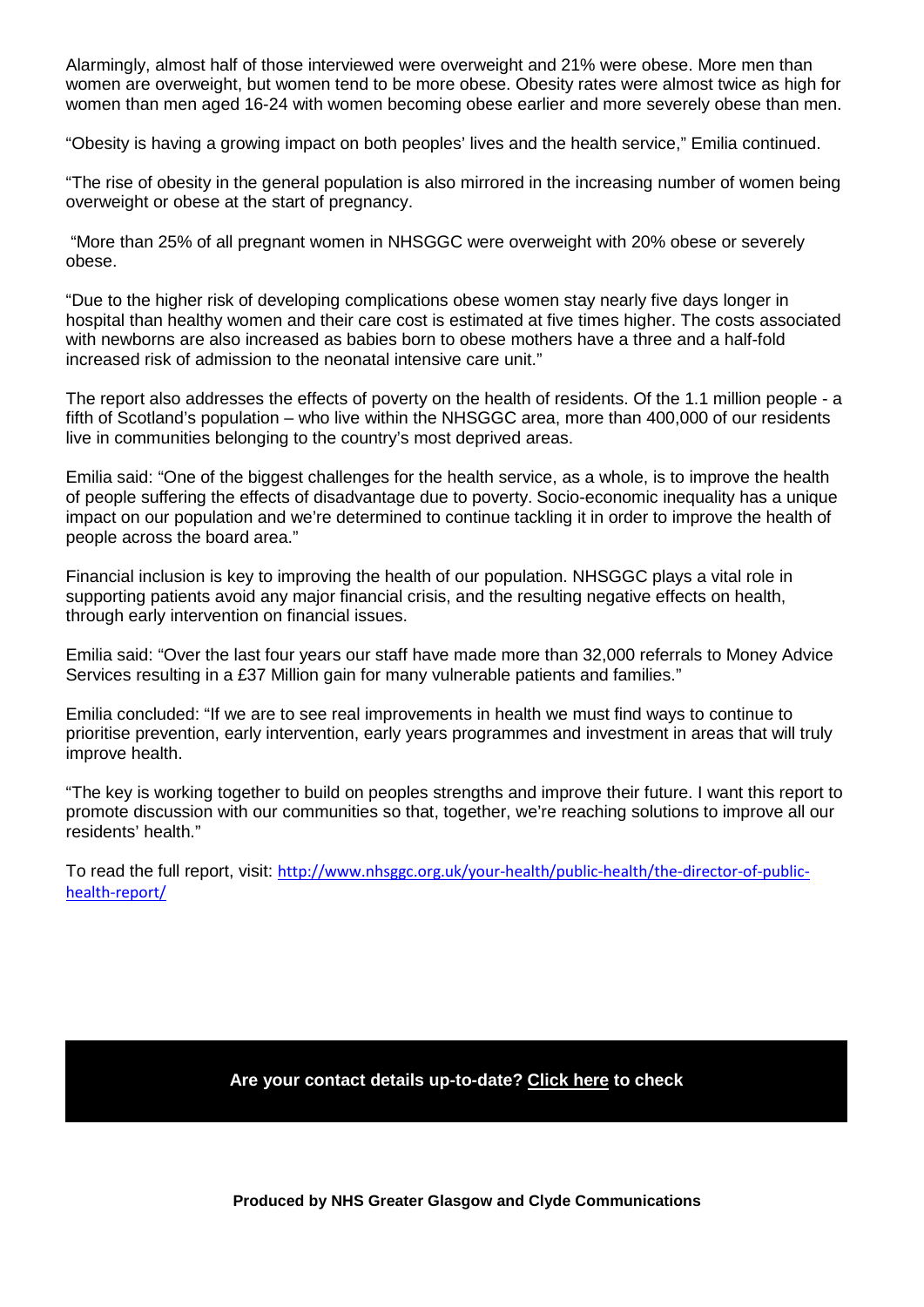Alarmingly, almost half of those interviewed were overweight and 21% were obese. More men than women are overweight, but women tend to be more obese. Obesity rates were almost twice as high for women than men aged 16-24 with women becoming obese earlier and more severely obese than men.

"Obesity is having a growing impact on both peoples' lives and the health service," Emilia continued.

"The rise of obesity in the general population is also mirrored in the increasing number of women being overweight or obese at the start of pregnancy.

"More than 25% of all pregnant women in NHSGGC were overweight with 20% obese or severely obese.

"Due to the higher risk of developing complications obese women stay nearly five days longer in hospital than healthy women and their care cost is estimated at five times higher. The costs associated with newborns are also increased as babies born to obese mothers have a three and a half-fold increased risk of admission to the neonatal intensive care unit."

The report also addresses the effects of poverty on the health of residents. Of the 1.1 million people - a fifth of Scotland's population – who live within the NHSGGC area, more than 400,000 of our residents live in communities belonging to the country's most deprived areas.

Emilia said: "One of the biggest challenges for the health service, as a whole, is to improve the health of people suffering the effects of disadvantage due to poverty. Socio-economic inequality has a unique impact on our population and we're determined to continue tackling it in order to improve the health of people across the board area."

Financial inclusion is key to improving the health of our population. NHSGGC plays a vital role in supporting patients avoid any major financial crisis, and the resulting negative effects on health, through early intervention on financial issues.

Emilia said: "Over the last four years our staff have made more than 32,000 referrals to Money Advice Services resulting in a £37 Million gain for many vulnerable patients and families."

Emilia concluded: "If we are to see real improvements in health we must find ways to continue to prioritise prevention, early intervention, early years programmes and investment in areas that will truly improve health.

"The key is working together to build on peoples strengths and improve their future. I want this report to promote discussion with our communities so that, together, we're reaching solutions to improve all our residents' health."

To read the full report, visit: http://www.nhsggc.org.uk/your-health/public-health/the-director-of-public-health-report/

**Are your contact details up-to-date? Click here to check**

**Produced by NHS Greater Glasgow and Clyde Communications**